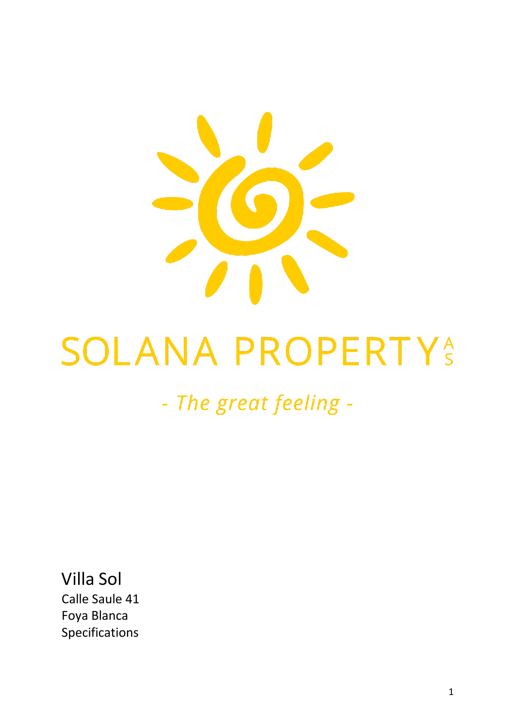SOLANA PROPERTY AS

*- The great feeling -*

# Villa Sol

Calle Saule 41
Foya Blanca
Specifications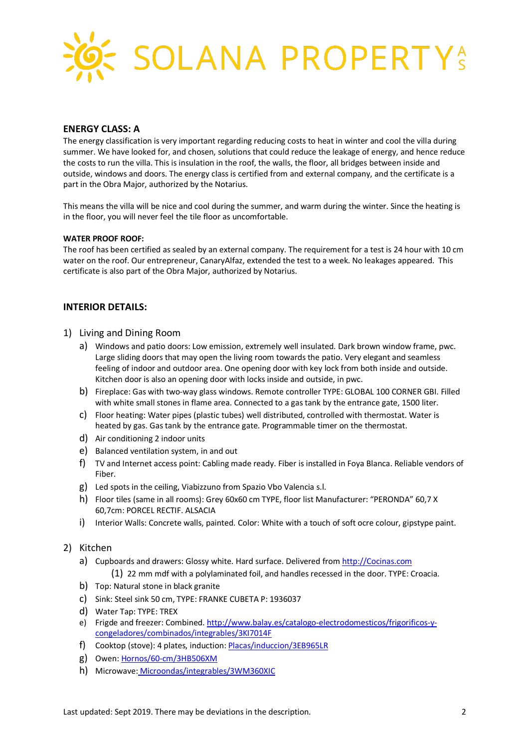## ENERGY CLASS: A

The energy classification is very important regarding reducing costs to heat in winter and cool the villa during summer. We have looked for, and chosen, solutions that could reduce the leakage of energy, and hence reduce the costs to run the villa. This is insulation in the roof, the walls, the floor, all bridges between inside and outside, windows and doors. The energy class is certified from and external company, and the certificate is a part in the Obra Major, authorized by the Notarius.

This means the villa will be nice and cool during the summer, and warm during the winter. Since the heating is in the floor, you will never feel the tile floor as uncomfortable.

### WATER PROOF ROOF:

The roof has been certified as sealed by an external company. The requirement for a test is 24 hour with 10 cm water on the roof. Our entrepreneur, CanaryAlfaz, extended the test to a week. No leakages appeared. This certificate is also part of the Obra Major, authorized by Notarius.

## INTERIOR DETAILS:

1) Living and Dining Room
   a) Windows and patio doors: Low emission, extremely well insulated. Dark brown window frame, pwc. Large sliding doors that may open the living room towards the patio. Very elegant and seamless feeling of indoor and outdoor area. One opening door with key lock from both inside and outside. Kitchen door is also an opening door with locks inside and outside, in pwc.
   b) Fireplace: Gas with two-way glass windows. Remote controller TYPE: GLOBAL 100 CORNER GBI. Filled with white small stones in flame area. Connected to a gas tank by the entrance gate, 1500 liter.
   c) Floor heating: Water pipes (plastic tubes) well distributed, controlled with thermostat. Water is heated by gas. Gas tank by the entrance gate. Programmable timer on the thermostat.
   d) Air conditioning 2 indoor units
   e) Balanced ventilation system, in and out
   f) TV and Internet access point: Cabling made ready. Fiber is installed in Foya Blanca. Reliable vendors of Fiber.
   g) Led spots in the ceiling, Viabizzuno from Spazio Vbo Valencia s.l.
   h) Floor tiles (same in all rooms): Grey 60x60 cm TYPE, floor list Manufacturer: "PERONDA" 60,7 X 60,7cm: PORCEL RECTIF. ALSACIA
   i) Interior Walls: Concrete walls, painted. Color: White with a touch of soft ocre colour, gipstype paint.

2) Kitchen
   a) Cupboards and drawers: Glossy white. Hard surface. Delivered from [http://Cocinas.com](http://Cocinas.com)
      (1) 22 mm mdf with a polylaminated foil, and handles recessed in the door. TYPE: Croacia.
   b) Top: Natural stone in black granite
   c) Sink: Steel sink 50 cm, TYPE: FRANKE CUBETA P: 1936037
   d) Water Tap: TYPE: TREX
   e) Frigde and freezer: Combined. [http://www.balay.es/catalogo-electrodomesticos/frigorificos-y-congeladores/combinados/integrables/3KI7014F](http://www.balay.es/catalogo-electrodomesticos/frigorificos-y-congeladores/combinados/integrables/3KI7014F)
   f) Cooktop (stove): 4 plates, induction: Placas/induccion/3EB965LR
   g) Owen: Hornos/60-cm/3HB506XM
   h) Microwave: Microondas/integrables/3WM360XIC

Last updated: Sept 2019. There may be deviations in the description.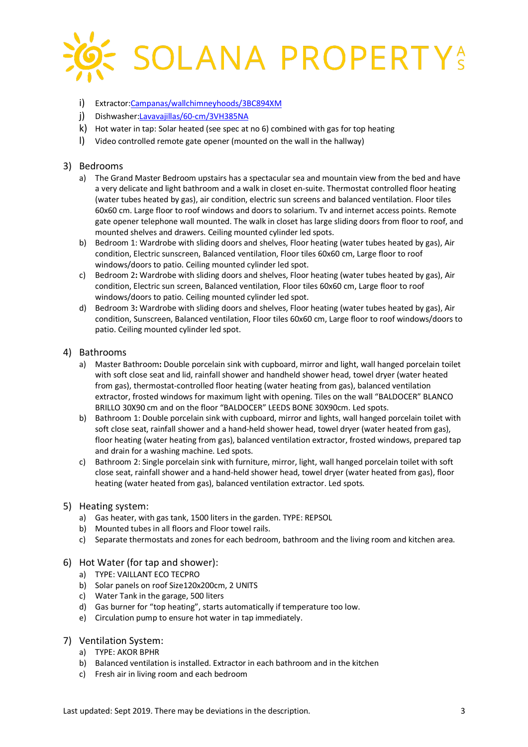i) Extractor:[Campanas/wallchimneyhoods/3BC894XM](Campanas/wallchimneyhoods/3BC894XM)
j) Dishwasher:[Lavavajillas/60-cm/3VH385NA](Lavavajillas/60-cm/3VH385NA)
k) Hot water in tap: Solar heated (see spec at no 6) combined with gas for top heating
l) Video controlled remote gate opener (mounted on the wall in the hallway)

## 3) Bedrooms

a) The Grand Master Bedroom upstairs has a spectacular sea and mountain view from the bed and have a very delicate and light bathroom and a walk in closet en-suite. Thermostat controlled floor heating (water tubes heated by gas), air condition, electric sun screens and balanced ventilation. Floor tiles 60x60 cm. Large floor to roof windows and doors to solarium. Tv and internet access points. Remote gate opener telephone wall mounted. The walk in closet has large sliding doors from floor to roof, and mounted shelves and drawers. Ceiling mounted cylinder led spots.
b) Bedroom 1: Wardrobe with sliding doors and shelves, Floor heating (water tubes heated by gas), Air condition, Electric sunscreen, Balanced ventilation, Floor tiles 60x60 cm, Large floor to roof windows/doors to patio. Ceiling mounted cylinder led spot.
c) Bedroom 2**:** Wardrobe with sliding doors and shelves, Floor heating (water tubes heated by gas), Air condition, Electric sun screen, Balanced ventilation, Floor tiles 60x60 cm, Large floor to roof windows/doors to patio. Ceiling mounted cylinder led spot.
d) Bedroom 3**:** Wardrobe with sliding doors and shelves, Floor heating (water tubes heated by gas), Air condition, Sunscreen, Balanced ventilation, Floor tiles 60x60 cm, Large floor to roof windows/doors to patio. Ceiling mounted cylinder led spot.

## 4) Bathrooms

a) Master Bathroom**:** Double porcelain sink with cupboard, mirror and light, wall hanged porcelain toilet with soft close seat and lid, rainfall shower and handheld shower head, towel dryer (water heated from gas), thermostat-controlled floor heating (water heating from gas), balanced ventilation extractor, frosted windows for maximum light with opening. Tiles on the wall "BALDOCER" BLANCO BRILLO 30X90 cm and on the floor "BALDOCER" LEEDS BONE 30X90cm. Led spots.
b) Bathroom 1: Double porcelain sink with cupboard, mirror and lights, wall hanged porcelain toilet with soft close seat, rainfall shower and a hand-held shower head, towel dryer (water heated from gas), floor heating (water heating from gas), balanced ventilation extractor, frosted windows, prepared tap and drain for a washing machine. Led spots.
c) Bathroom 2: Single porcelain sink with furniture, mirror, light, wall hanged porcelain toilet with soft close seat, rainfall shower and a hand-held shower head, towel dryer (water heated from gas), floor heating (water heated from gas), balanced ventilation extractor. Led spots.

## 5) Heating system:

a) Gas heater, with gas tank, 1500 liters in the garden. TYPE: REPSOL
b) Mounted tubes in all floors and Floor towel rails.
c) Separate thermostats and zones for each bedroom, bathroom and the living room and kitchen area.

## 6) Hot Water (for tap and shower):

a) TYPE: VAILLANT ECO TECPRO
b) Solar panels on roof Size120x200cm, 2 UNITS
c) Water Tank in the garage, 500 liters
d) Gas burner for "top heating", starts automatically if temperature too low.
e) Circulation pump to ensure hot water in tap immediately.

## 7) Ventilation System:

a) TYPE: AKOR BPHR
b) Balanced ventilation is installed. Extractor in each bathroom and in the kitchen
c) Fresh air in living room and each bedroom

Last updated: Sept 2019. There may be deviations in the description.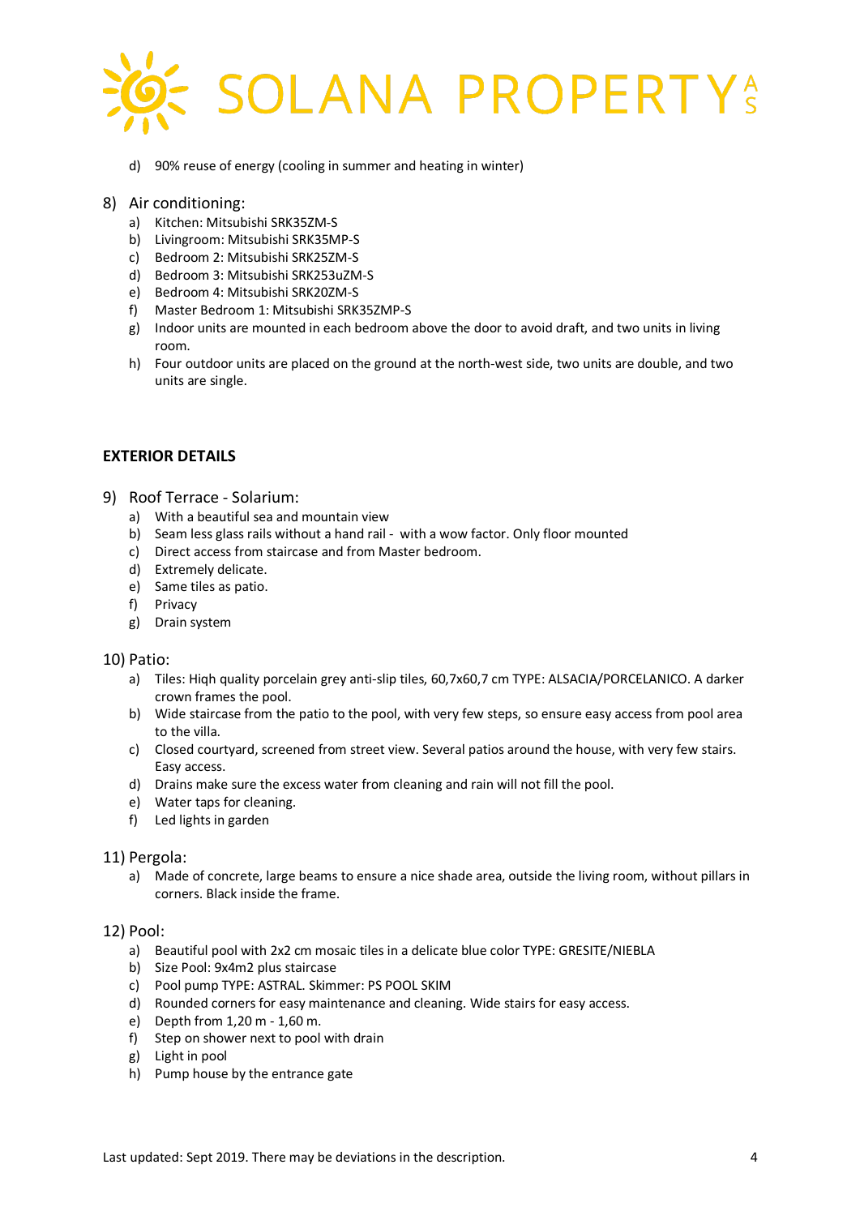d) 90% reuse of energy (cooling in summer and heating in winter)

8) Air conditioning:
   a) Kitchen: Mitsubishi SRK35ZM-S
   b) Livingroom: Mitsubishi SRK35MP-S
   c) Bedroom 2: Mitsubishi SRK25ZM-S
   d) Bedroom 3: Mitsubishi SRK253uZM-S
   e) Bedroom 4: Mitsubishi SRK20ZM-S
   f) Master Bedroom 1: Mitsubishi SRK35ZMP-S
   g) Indoor units are mounted in each bedroom above the door to avoid draft, and two units in living room.
   h) Four outdoor units are placed on the ground at the north-west side, two units are double, and two units are single.

**EXTERIOR DETAILS**

9) Roof Terrace - Solarium:
   a) With a beautiful sea and mountain view
   b) Seam less glass rails without a hand rail - with a wow factor. Only floor mounted
   c) Direct access from staircase and from Master bedroom.
   d) Extremely delicate.
   e) Same tiles as patio.
   f) Privacy
   g) Drain system

10) Patio:
   a) Tiles: Hiqh quality porcelain grey anti-slip tiles, 60,7x60,7 cm TYPE: ALSACIA/PORCELANICO. A darker crown frames the pool.
   b) Wide staircase from the patio to the pool, with very few steps, so ensure easy access from pool area to the villa.
   c) Closed courtyard, screened from street view. Several patios around the house, with very few stairs. Easy access.
   d) Drains make sure the excess water from cleaning and rain will not fill the pool.
   e) Water taps for cleaning.
   f) Led lights in garden

11) Pergola:
   a) Made of concrete, large beams to ensure a nice shade area, outside the living room, without pillars in corners. Black inside the frame.

12) Pool:
   a) Beautiful pool with 2x2 cm mosaic tiles in a delicate blue color TYPE: GRESITE/NIEBLA
   b) Size Pool: 9x4m2 plus staircase
   c) Pool pump TYPE: ASTRAL. Skimmer: PS POOL SKIM
   d) Rounded corners for easy maintenance and cleaning. Wide stairs for easy access.
   e) Depth from 1,20 m - 1,60 m.
   f) Step on shower next to pool with drain
   g) Light in pool
   h) Pump house by the entrance gate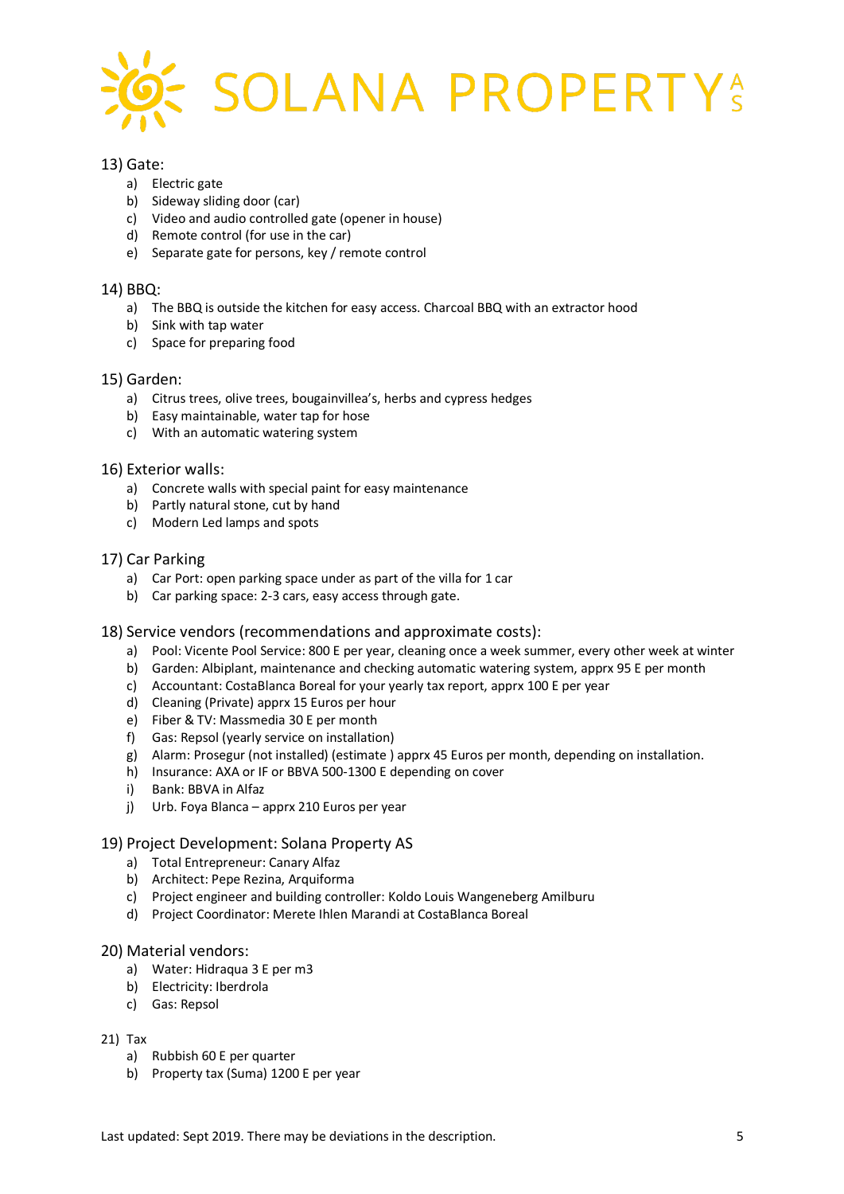13) Gate:

a) Electric gate
b) Sideway sliding door (car)
c) Video and audio controlled gate (opener in house)
d) Remote control (for use in the car)
e) Separate gate for persons, key / remote control

14) BBQ:

a) The BBQ is outside the kitchen for easy access. Charcoal BBQ with an extractor hood
b) Sink with tap water
c) Space for preparing food

15) Garden:

a) Citrus trees, olive trees, bougainvillea's, herbs and cypress hedges
b) Easy maintainable, water tap for hose
c) With an automatic watering system

16) Exterior walls:

a) Concrete walls with special paint for easy maintenance
b) Partly natural stone, cut by hand
c) Modern Led lamps and spots

17) Car Parking

a) Car Port: open parking space under as part of the villa for 1 car
b) Car parking space: 2-3 cars, easy access through gate.

18) Service vendors (recommendations and approximate costs):

a) Pool: Vicente Pool Service: 800 E per year, cleaning once a week summer, every other week at winter
b) Garden: Albiplant, maintenance and checking automatic watering system, apprx 95 E per month
c) Accountant: CostaBlanca Boreal for your yearly tax report, apprx 100 E per year
d) Cleaning (Private) apprx 15 Euros per hour
e) Fiber & TV: Massmedia 30 E per month
f) Gas: Repsol (yearly service on installation)
g) Alarm: Prosegur (not installed) (estimate ) apprx 45 Euros per month, depending on installation.
h) Insurance: AXA or IF or BBVA 500-1300 E depending on cover
i) Bank: BBVA in Alfaz
j) Urb. Foya Blanca – apprx 210 Euros per year

19) Project Development: Solana Property AS

a) Total Entrepreneur: Canary Alfaz
b) Architect: Pepe Rezina, Arquiforma
c) Project engineer and building controller: Koldo Louis Wangeneberg Amilburu
d) Project Coordinator: Merete Ihlen Marandi at CostaBlanca Boreal

20) Material vendors:

a) Water: Hidraqua 3 E per m3
b) Electricity: Iberdrola
c) Gas: Repsol

21) Tax

a) Rubbish 60 E per quarter
b) Property tax (Suma) 1200 E per year

Last updated: Sept 2019. There may be deviations in the description.